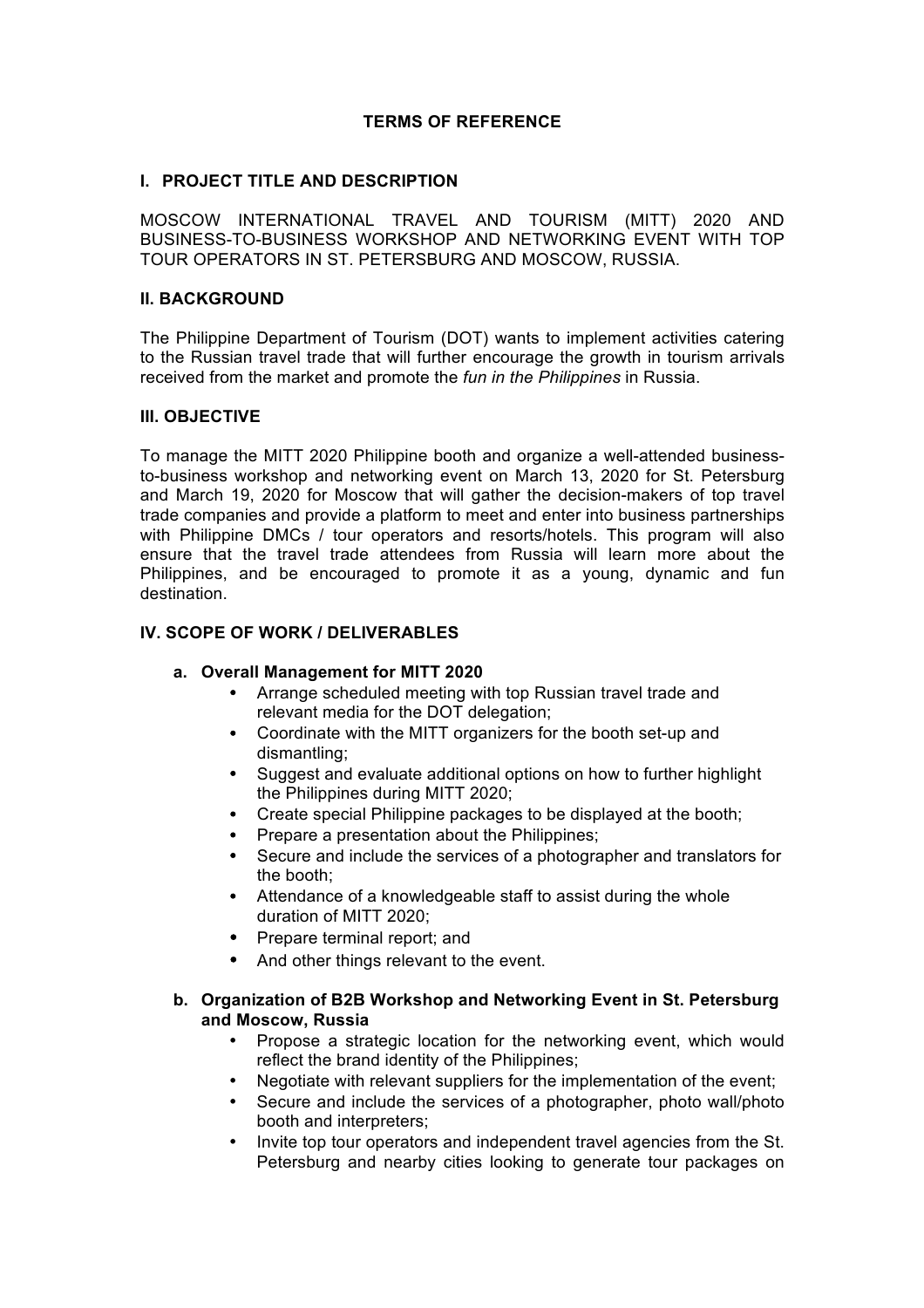# TERMS OF REFERENCE

## I. PROJECT TITLE AND DESCRIPTION

MOSCOW INTERNATIONAL TRAVEL AND TOURISM (MITT) 2020 AND BUSINESS-TO-BUSINESS WORKSHOP AND NETWORKING EVENT WITH TOP TOUR OPERATORS IN ST. PETERSBURG AND MOSCOW, RUSSIA.

## II. BACKGROUND

The Philippine Department of Tourism (DOT) wants to implement activities catering to the Russian travel trade that will further encourage the growth in tourism arrivals received from the market and promote the *fun in the Philippines* in Russia.

## III. OBJECTIVE

To manage the MITT 2020 Philippine booth and organize a well-attended business-to-business workshop and networking event on March 13, 2020 for St. Petersburg and March 19, 2020 for Moscow that will gather the decision-makers of top travel trade companies and provide a platform to meet and enter into business partnerships with Philippine DMCs / tour operators and resorts/hotels. This program will also ensure that the travel trade attendees from Russia will learn more about the Philippines, and be encouraged to promote it as a young, dynamic and fun destination.

## IV. SCOPE OF WORK / DELIVERABLES

### a. Overall Management for MITT 2020

- Arrange scheduled meeting with top Russian travel trade and relevant media for the DOT delegation;
- Coordinate with the MITT organizers for the booth set-up and dismantling;
- Suggest and evaluate additional options on how to further highlight the Philippines during MITT 2020;
- Create special Philippine packages to be displayed at the booth;
- Prepare a presentation about the Philippines;
- Secure and include the services of a photographer and translators for the booth;
- Attendance of a knowledgeable staff to assist during the whole duration of MITT 2020;
- Prepare terminal report; and
- And other things relevant to the event.

### b. Organization of B2B Workshop and Networking Event in St. Petersburg and Moscow, Russia

- Propose a strategic location for the networking event, which would reflect the brand identity of the Philippines;
- Negotiate with relevant suppliers for the implementation of the event;
- Secure and include the services of a photographer, photo wall/photo booth and interpreters;
- Invite top tour operators and independent travel agencies from the St. Petersburg and nearby cities looking to generate tour packages on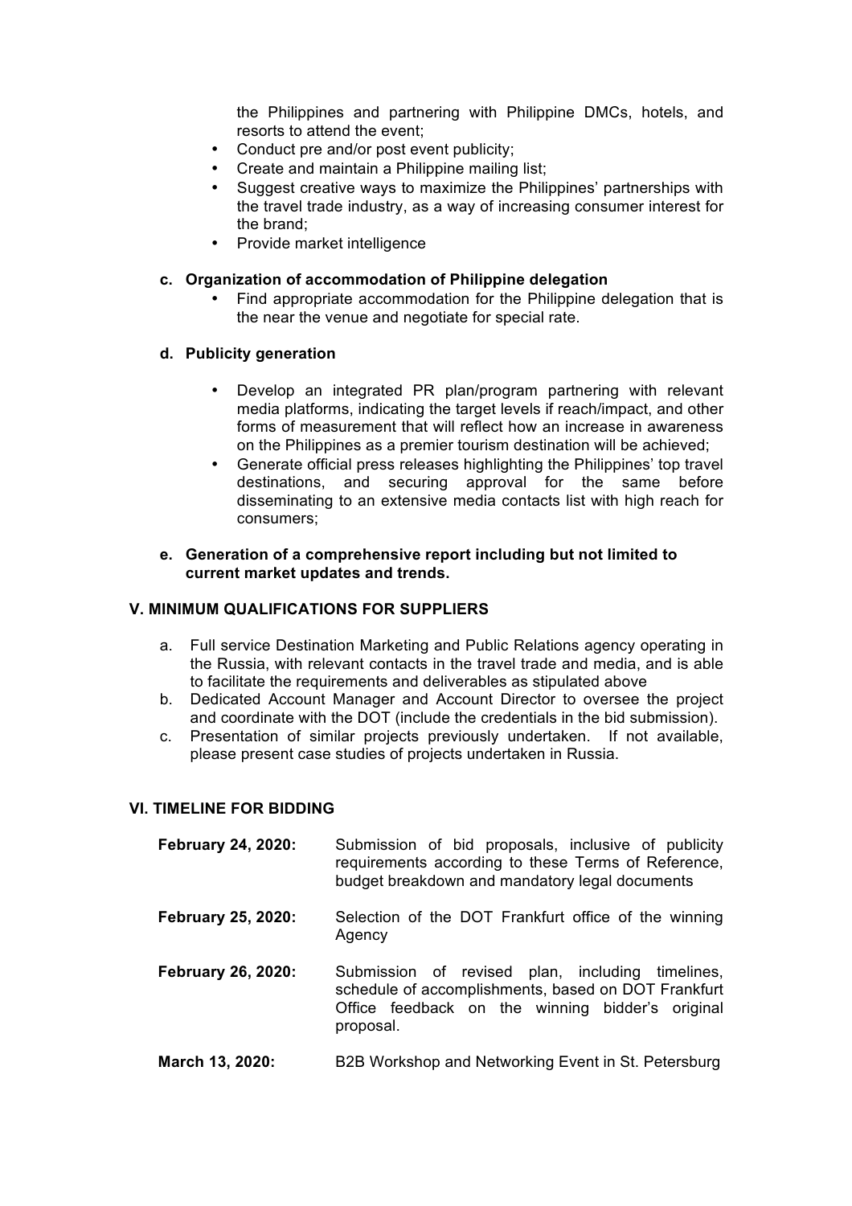the Philippines and partnering with Philippine DMCs, hotels, and resorts to attend the event;

- Conduct pre and/or post event publicity;
- Create and maintain a Philippine mailing list;
- Suggest creative ways to maximize the Philippines' partnerships with the travel trade industry, as a way of increasing consumer interest for the brand;
- Provide market intelligence

**c. Organization of accommodation of Philippine delegation**

- Find appropriate accommodation for the Philippine delegation that is the near the venue and negotiate for special rate.

**d. Publicity generation**

- Develop an integrated PR plan/program partnering with relevant media platforms, indicating the target levels if reach/impact, and other forms of measurement that will reflect how an increase in awareness on the Philippines as a premier tourism destination will be achieved;
- Generate official press releases highlighting the Philippines' top travel destinations, and securing approval for the same before disseminating to an extensive media contacts list with high reach for consumers;

**e. Generation of a comprehensive report including but not limited to current market updates and trends.**

## V. MINIMUM QUALIFICATIONS FOR SUPPLIERS

a. Full service Destination Marketing and Public Relations agency operating in the Russia, with relevant contacts in the travel trade and media, and is able to facilitate the requirements and deliverables as stipulated above

b. Dedicated Account Manager and Account Director to oversee the project and coordinate with the DOT (include the credentials in the bid submission).

c. Presentation of similar projects previously undertaken. If not available, please present case studies of projects undertaken in Russia.

## VI. TIMELINE FOR BIDDING

**February 24, 2020:** Submission of bid proposals, inclusive of publicity requirements according to these Terms of Reference, budget breakdown and mandatory legal documents

**February 25, 2020:** Selection of the DOT Frankfurt office of the winning Agency

**February 26, 2020:** Submission of revised plan, including timelines, schedule of accomplishments, based on DOT Frankfurt Office feedback on the winning bidder's original proposal.

**March 13, 2020:** B2B Workshop and Networking Event in St. Petersburg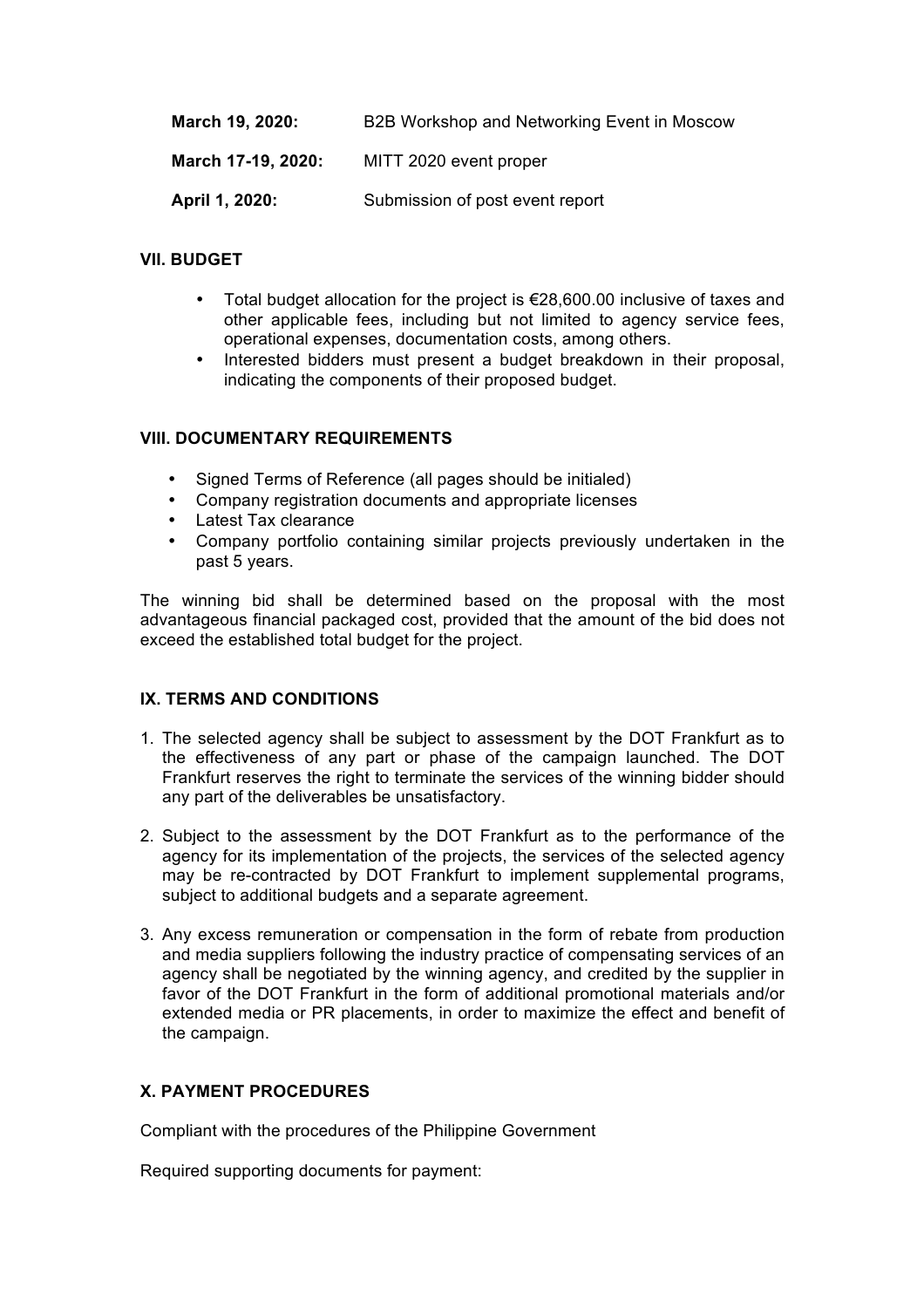| | |
|---|---|
| **March 19, 2020:** | B2B Workshop and Networking Event in Moscow |
| **March 17-19, 2020:** | MITT 2020 event proper |
| **April 1, 2020:** | Submission of post event report |

## VII. BUDGET

- Total budget allocation for the project is €28,600.00 inclusive of taxes and other applicable fees, including but not limited to agency service fees, operational expenses, documentation costs, among others.
- Interested bidders must present a budget breakdown in their proposal, indicating the components of their proposed budget.

## VIII. DOCUMENTARY REQUIREMENTS

- Signed Terms of Reference (all pages should be initialed)
- Company registration documents and appropriate licenses
- Latest Tax clearance
- Company portfolio containing similar projects previously undertaken in the past 5 years.

The winning bid shall be determined based on the proposal with the most advantageous financial packaged cost, provided that the amount of the bid does not exceed the established total budget for the project.

## IX. TERMS AND CONDITIONS

1. The selected agency shall be subject to assessment by the DOT Frankfurt as to the effectiveness of any part or phase of the campaign launched. The DOT Frankfurt reserves the right to terminate the services of the winning bidder should any part of the deliverables be unsatisfactory.

2. Subject to the assessment by the DOT Frankfurt as to the performance of the agency for its implementation of the projects, the services of the selected agency may be re-contracted by DOT Frankfurt to implement supplemental programs, subject to additional budgets and a separate agreement.

3. Any excess remuneration or compensation in the form of rebate from production and media suppliers following the industry practice of compensating services of an agency shall be negotiated by the winning agency, and credited by the supplier in favor of the DOT Frankfurt in the form of additional promotional materials and/or extended media or PR placements, in order to maximize the effect and benefit of the campaign.

## X. PAYMENT PROCEDURES

Compliant with the procedures of the Philippine Government

Required supporting documents for payment: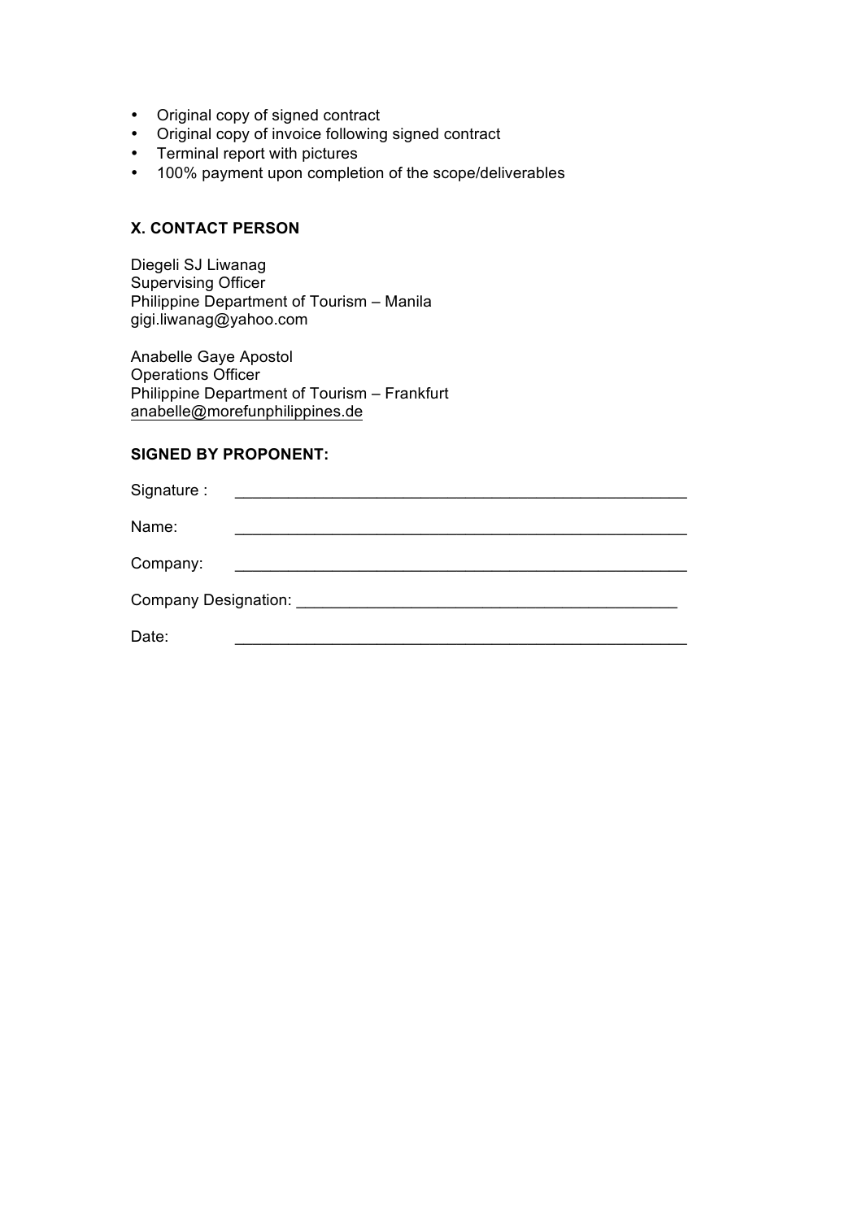- Original copy of signed contract
- Original copy of invoice following signed contract
- Terminal report with pictures
- 100% payment upon completion of the scope/deliverables

## X. CONTACT PERSON

Diegeli SJ Liwanag
Supervising Officer
Philippine Department of Tourism – Manila
gigi.liwanag@yahoo.com

Anabelle Gaye Apostol
Operations Officer
Philippine Department of Tourism – Frankfurt
anabelle@morefunphilippines.de

**SIGNED BY PROPONENT:**

Signature : ____________________________________________________

Name: ____________________________________________________

Company: ____________________________________________________

Company Designation: ___________________________________________

Date: ____________________________________________________